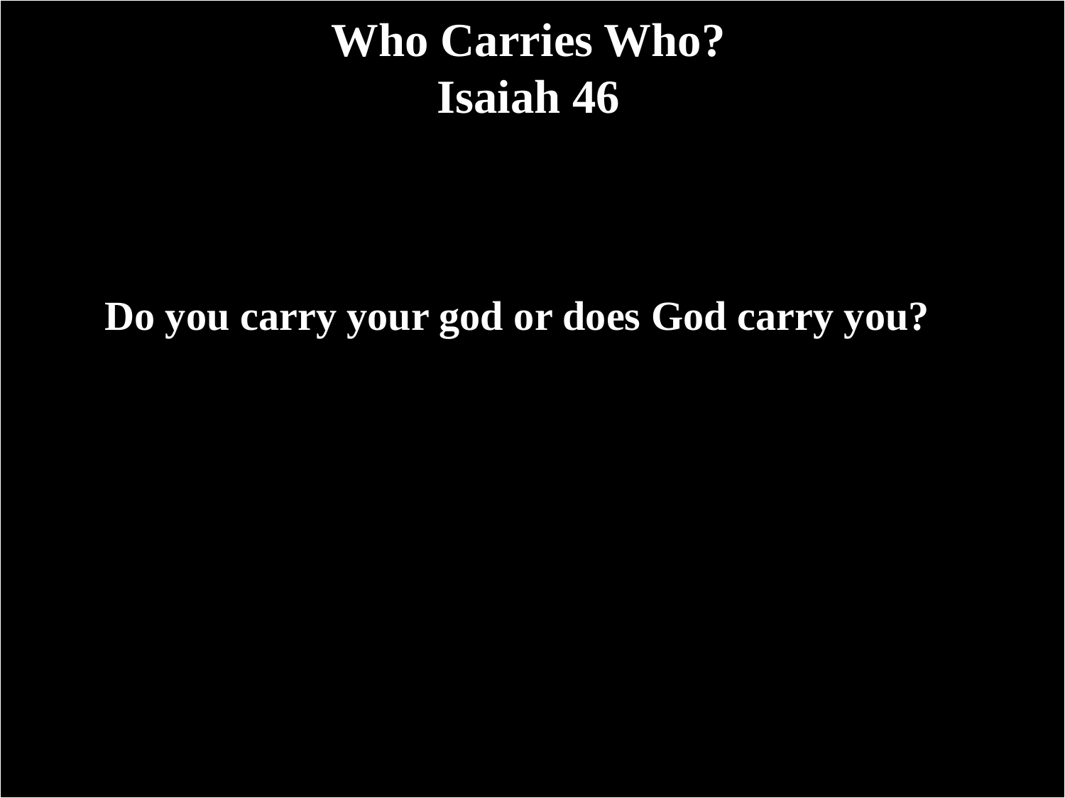# Who Carries Who?
# Isaiah 46

**Do you carry your god or does God carry you?**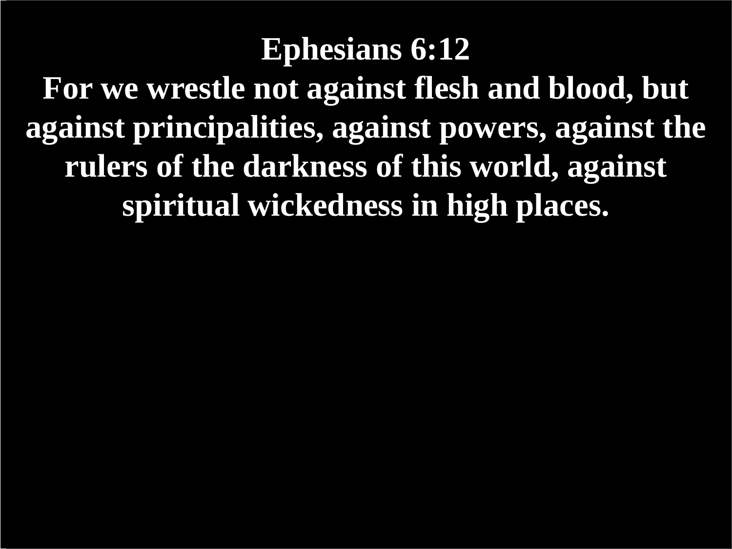**Ephesians 6:12**

**For we wrestle not against flesh and blood, but against principalities, against powers, against the rulers of the darkness of this world, against spiritual wickedness in high places.**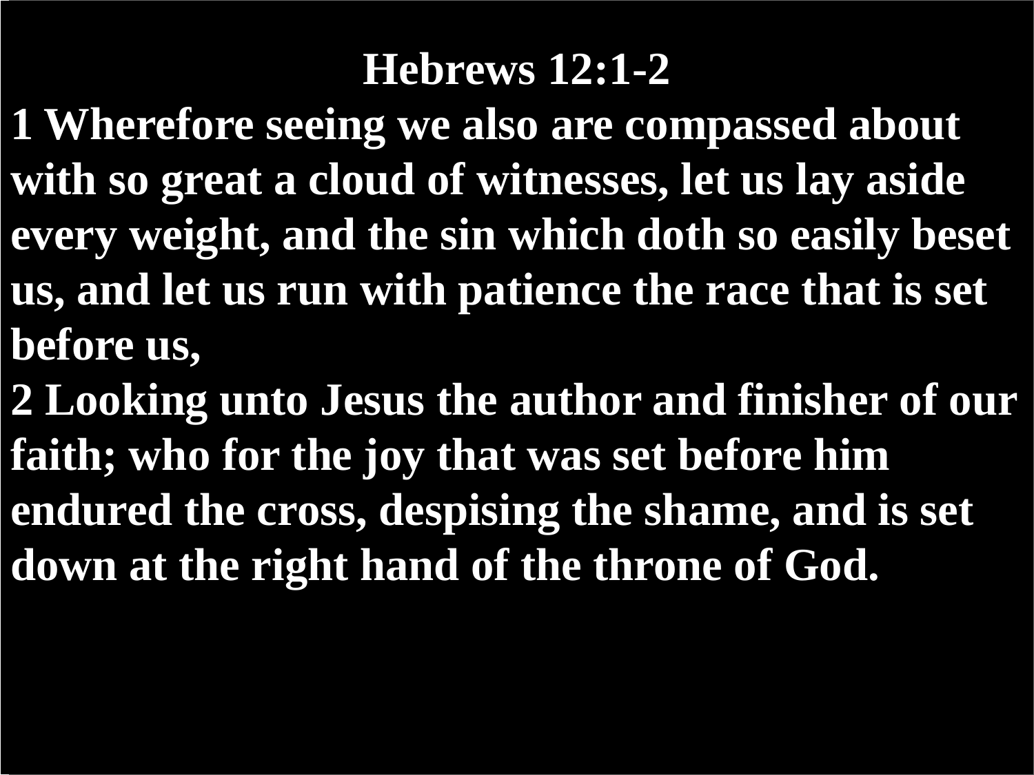# Hebrews 12:1-2

1 Wherefore seeing we also are compassed about with so great a cloud of witnesses, let us lay aside every weight, and the sin which doth so easily beset us, and let us run with patience the race that is set before us,

2 Looking unto Jesus the author and finisher of our faith; who for the joy that was set before him endured the cross, despising the shame, and is set down at the right hand of the throne of God.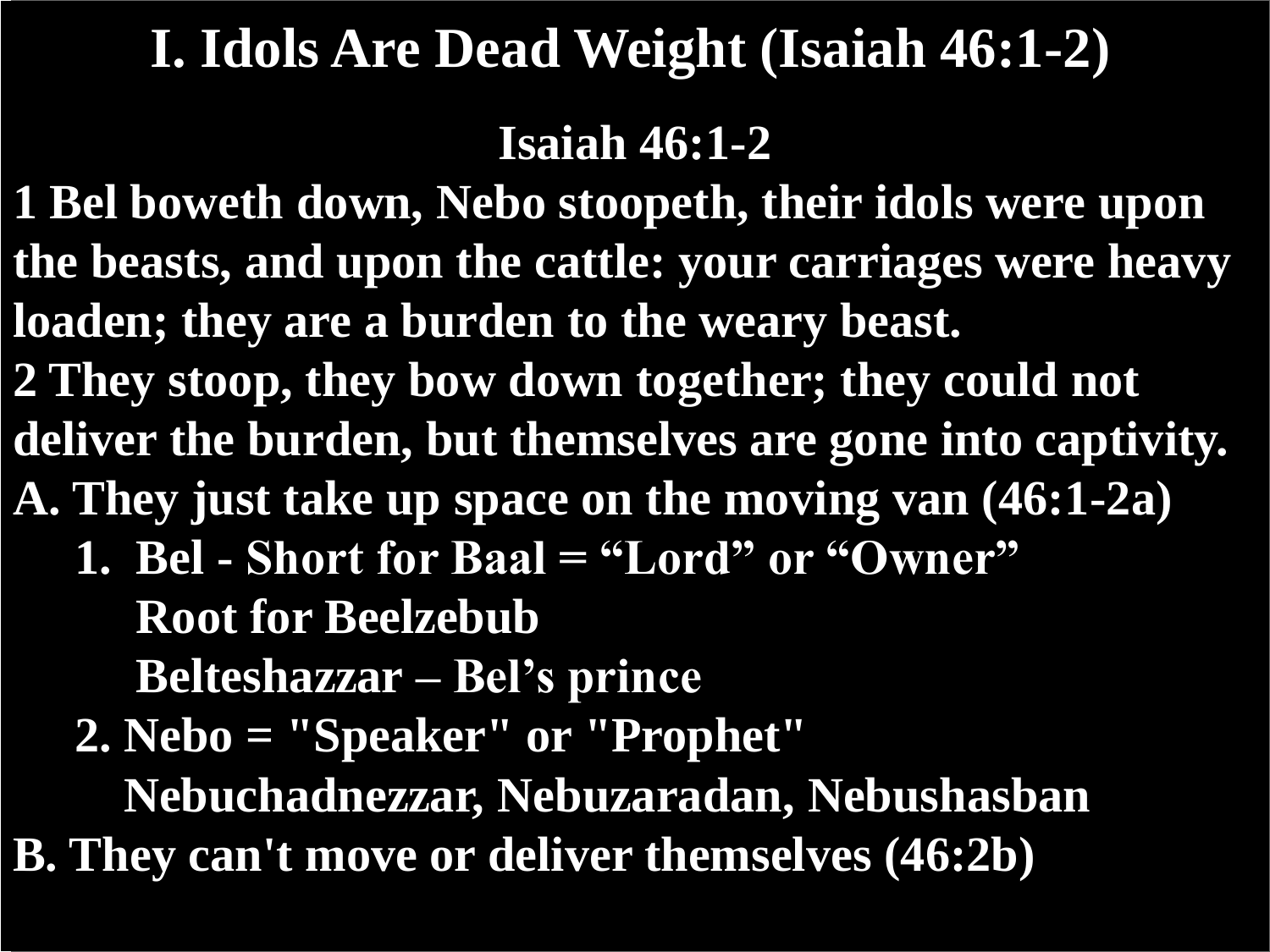# I. Idols Are Dead Weight (Isaiah 46:1-2)

**Isaiah 46:1-2**

**1 Bel boweth down, Nebo stoopeth, their idols were upon the beasts, and upon the cattle: your carriages were heavy loaden; they are a burden to the weary beast.**
**2 They stoop, they bow down together; they could not deliver the burden, but themselves are gone into captivity.**

**A. They just take up space on the moving van (46:1-2a)**

1. **Bel - Short for Baal = "Lord" or "Owner"**
   **Root for Beelzebub**
   **Belteshazzar – Bel's prince**
2. **Nebo = "Speaker" or "Prophet"**
   **Nebuchadnezzar, Nebuzaradan, Nebushasban**

**B. They can't move or deliver themselves (46:2b)**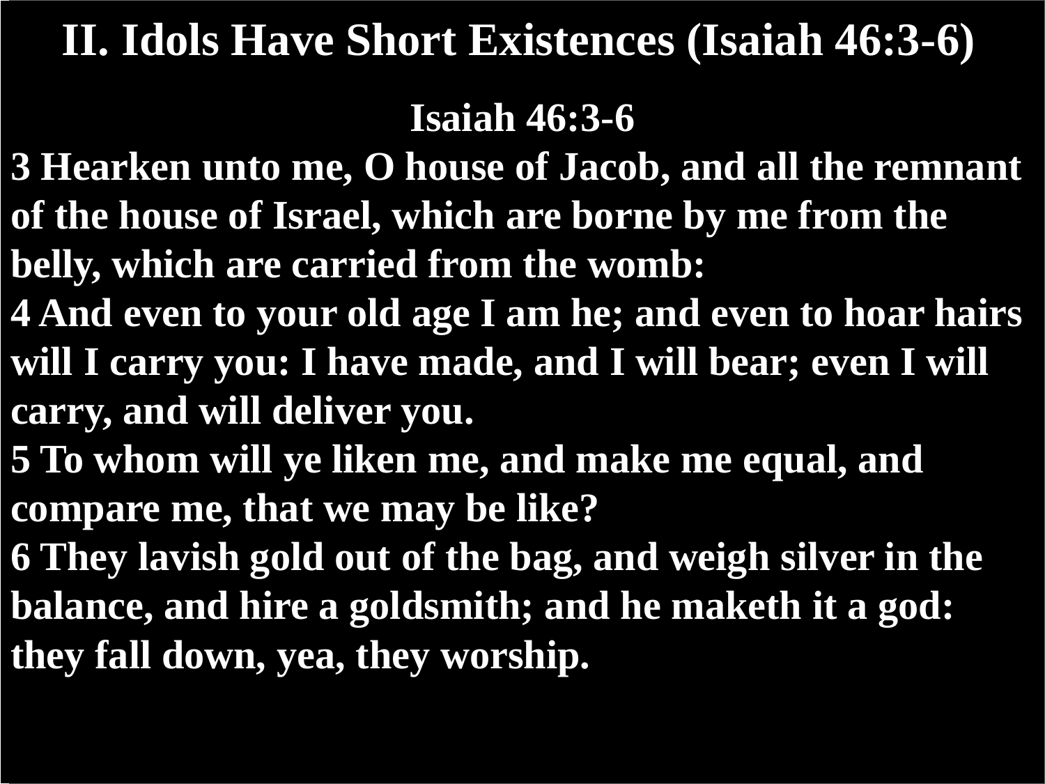# II. Idols Have Short Existences (Isaiah 46:3-6)

**Isaiah 46:3-6**

**3 Hearken unto me, O house of Jacob, and all the remnant of the house of Israel, which are borne by me from the belly, which are carried from the womb:**
**4 And even to your old age I am he; and even to hoar hairs will I carry you: I have made, and I will bear; even I will carry, and will deliver you.**
**5 To whom will ye liken me, and make me equal, and compare me, that we may be like?**
**6 They lavish gold out of the bag, and weigh silver in the balance, and hire a goldsmith; and he maketh it a god: they fall down, yea, they worship.**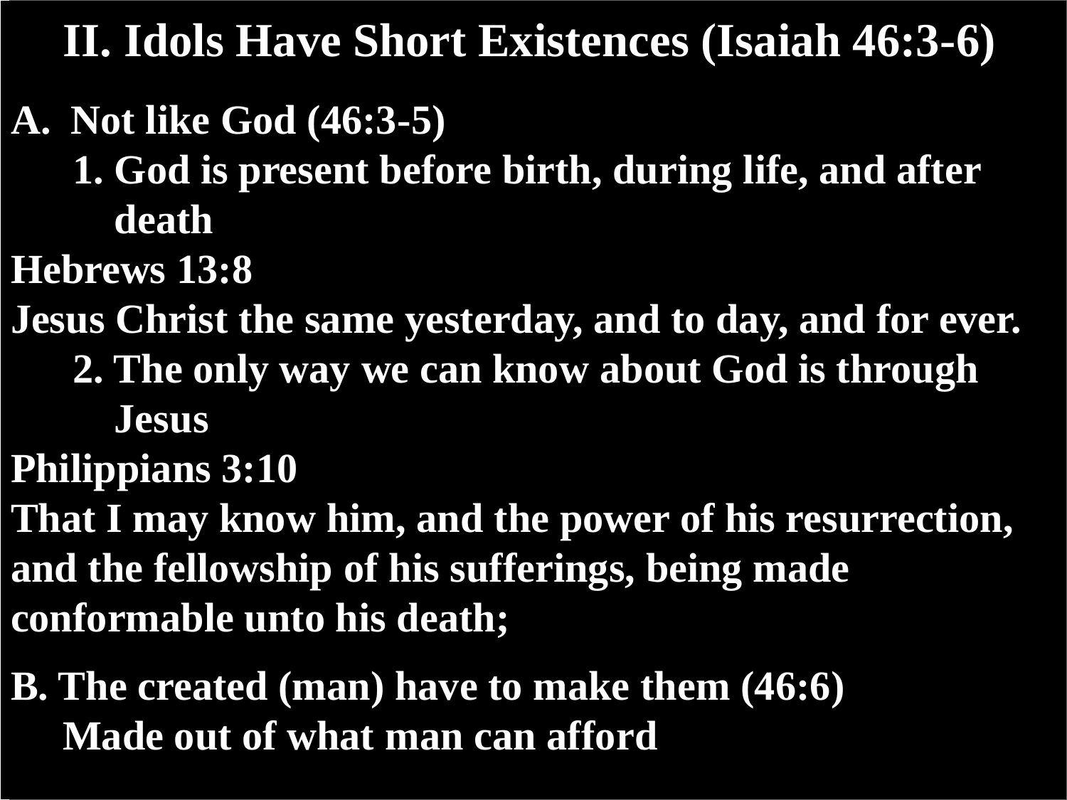# II. Idols Have Short Existences (Isaiah 46:3-6)

A. Not like God (46:3-5)

1. God is present before birth, during life, and after death

Hebrews 13:8

Jesus Christ the same yesterday, and to day, and for ever.

2. The only way we can know about God is through Jesus

Philippians 3:10

That I may know him, and the power of his resurrection, and the fellowship of his sufferings, being made conformable unto his death;

B. The created (man) have to make them (46:6)

Made out of what man can afford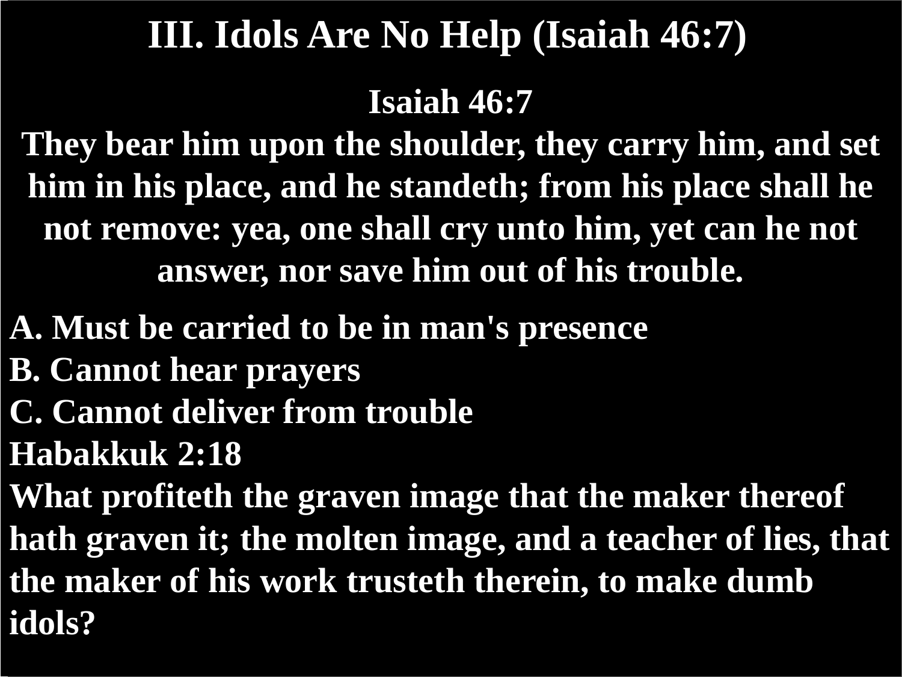# III. Idols Are No Help (Isaiah 46:7)

**Isaiah 46:7**
**They bear him upon the shoulder, they carry him, and set him in his place, and he standeth; from his place shall he not remove: yea, one shall cry unto him, yet can he not answer, nor save him out of his trouble.**

**A. Must be carried to be in man's presence**
**B. Cannot hear prayers**
**C. Cannot deliver from trouble**
**Habakkuk 2:18**
**What profiteth the graven image that the maker thereof hath graven it; the molten image, and a teacher of lies, that the maker of his work trusteth therein, to make dumb idols?**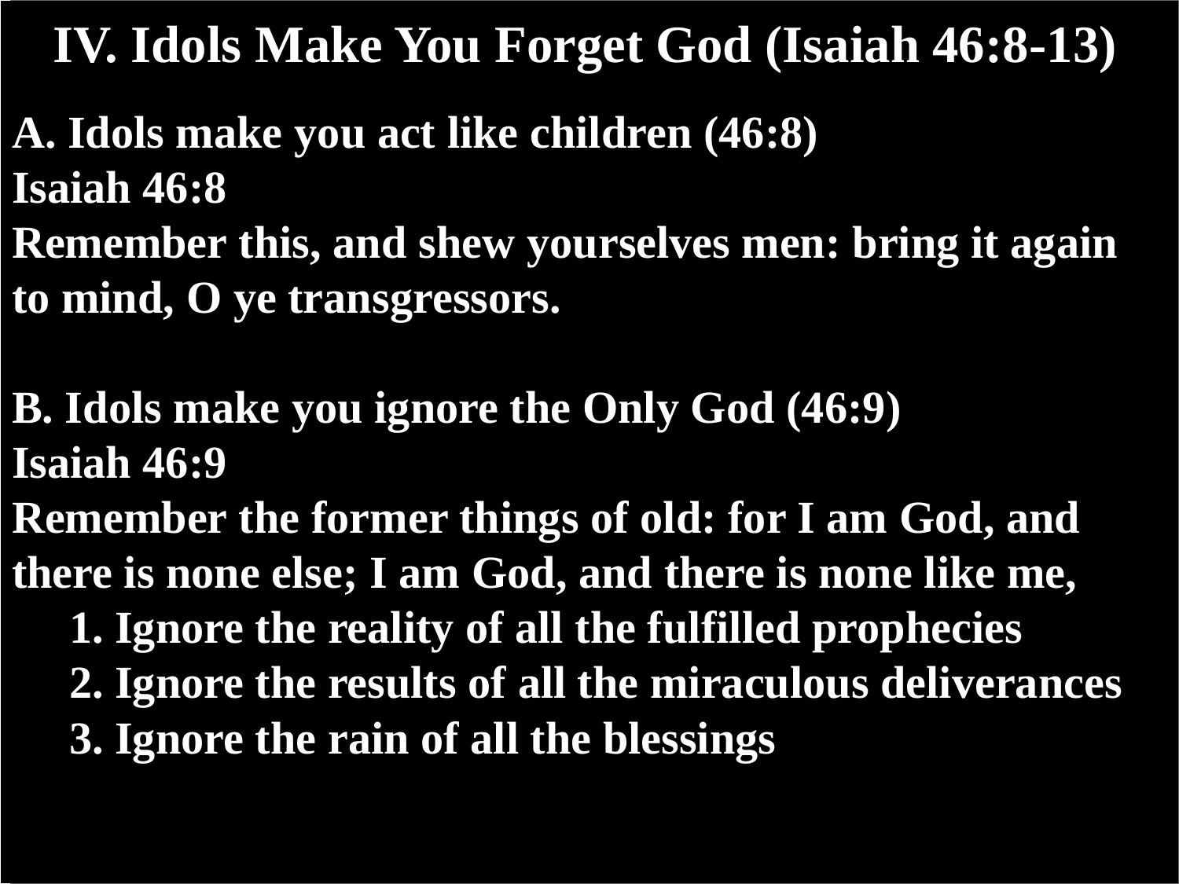# IV. Idols Make You Forget God (Isaiah 46:8-13)

**A. Idols make you act like children (46:8)**

**Isaiah 46:8**

**Remember this, and shew yourselves men: bring it again to mind, O ye transgressors.**

**B. Idols make you ignore the Only God (46:9)**

**Isaiah 46:9**

**Remember the former things of old: for I am God, and there is none else; I am God, and there is none like me,**

1. **Ignore the reality of all the fulfilled prophecies**
2. **Ignore the results of all the miraculous deliverances**
3. **Ignore the rain of all the blessings**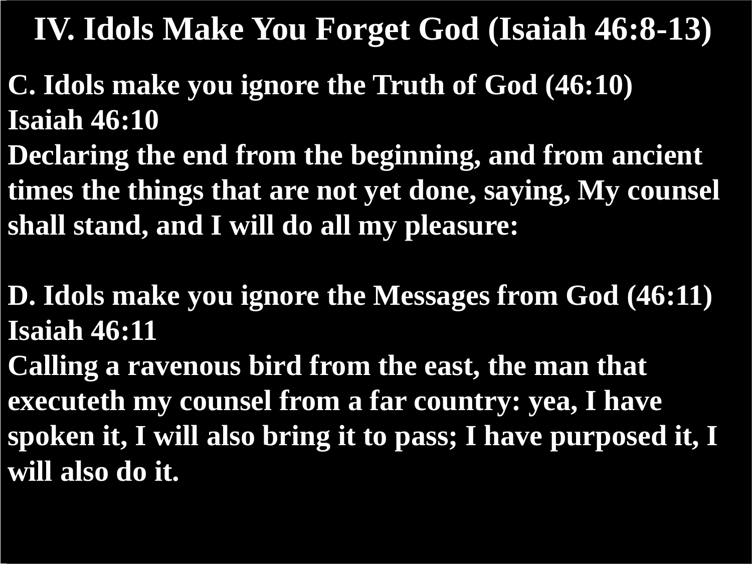# IV. Idols Make You Forget God (Isaiah 46:8-13)

**C. Idols make you ignore the Truth of God (46:10)**

**Isaiah 46:10**

**Declaring the end from the beginning, and from ancient times the things that are not yet done, saying, My counsel shall stand, and I will do all my pleasure:**

**D. Idols make you ignore the Messages from God (46:11)**

**Isaiah 46:11**

**Calling a ravenous bird from the east, the man that executeth my counsel from a far country: yea, I have spoken it, I will also bring it to pass; I have purposed it, I will also do it.**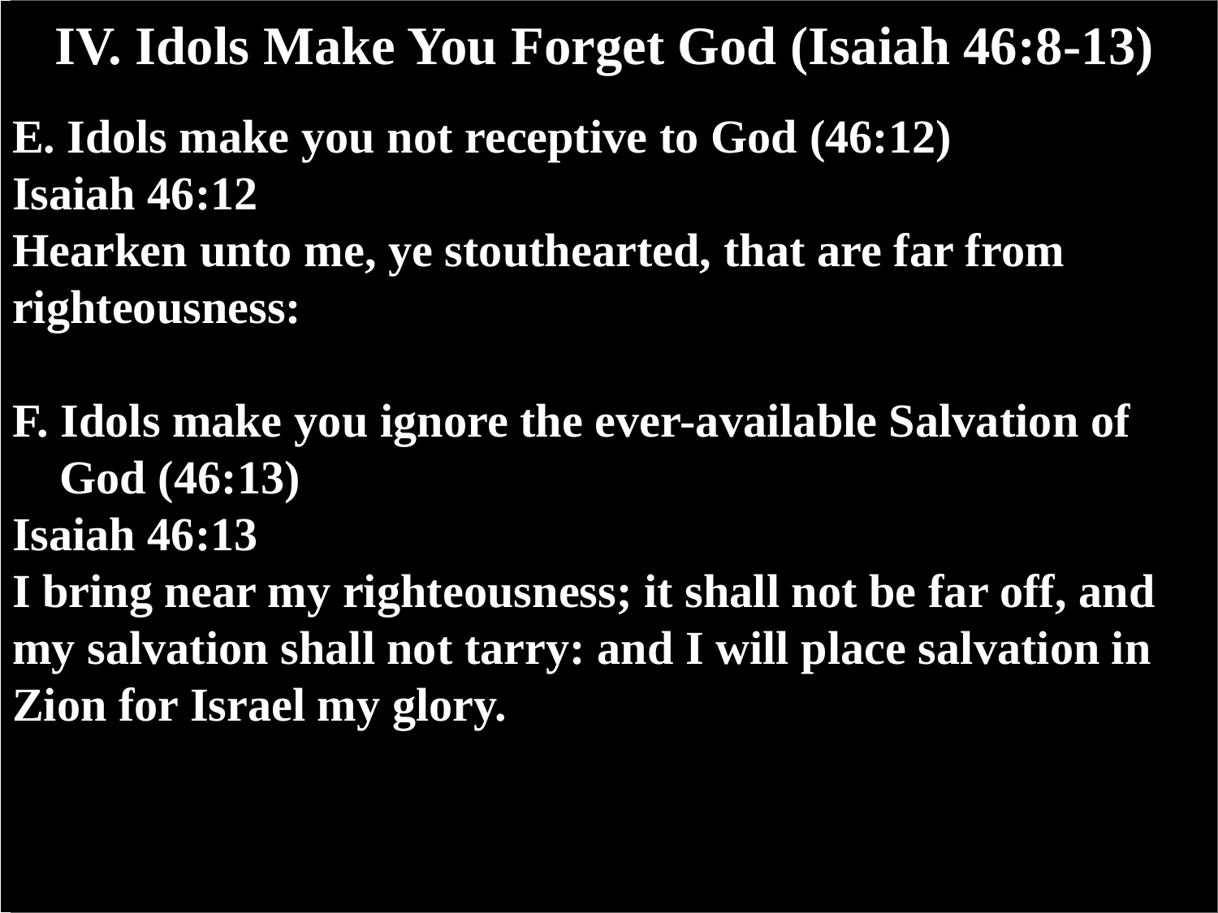# IV. Idols Make You Forget God (Isaiah 46:8-13)

**E. Idols make you not receptive to God (46:12)**

**Isaiah 46:12**

**Hearken unto me, ye stouthearted, that are far from righteousness:**

**F. Idols make you ignore the ever-available Salvation of God (46:13)**

**Isaiah 46:13**

**I bring near my righteousness; it shall not be far off, and my salvation shall not tarry: and I will place salvation in Zion for Israel my glory.**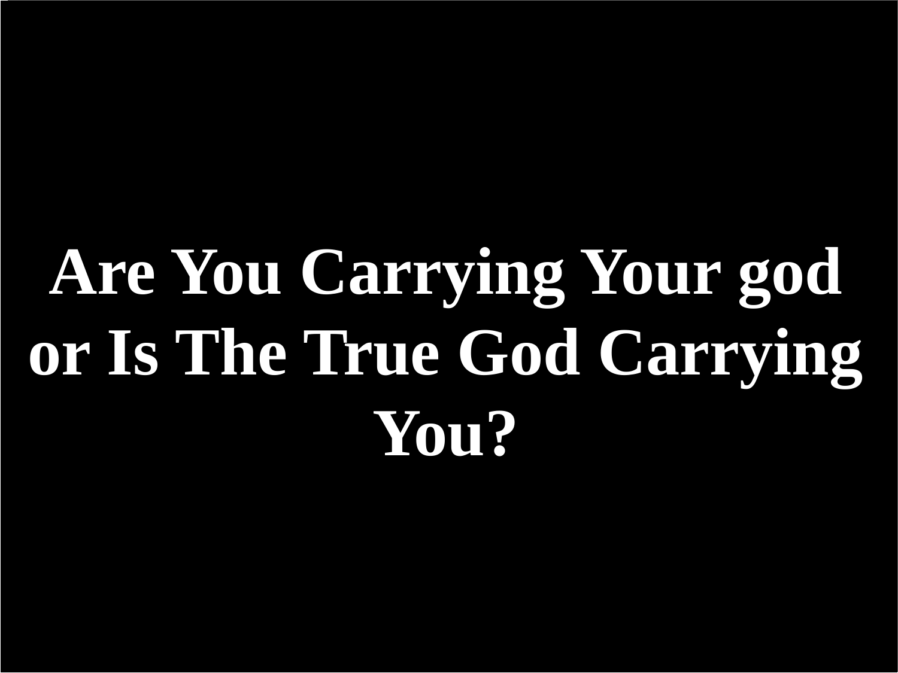# Are You Carrying Your god or Is The True God Carrying You?